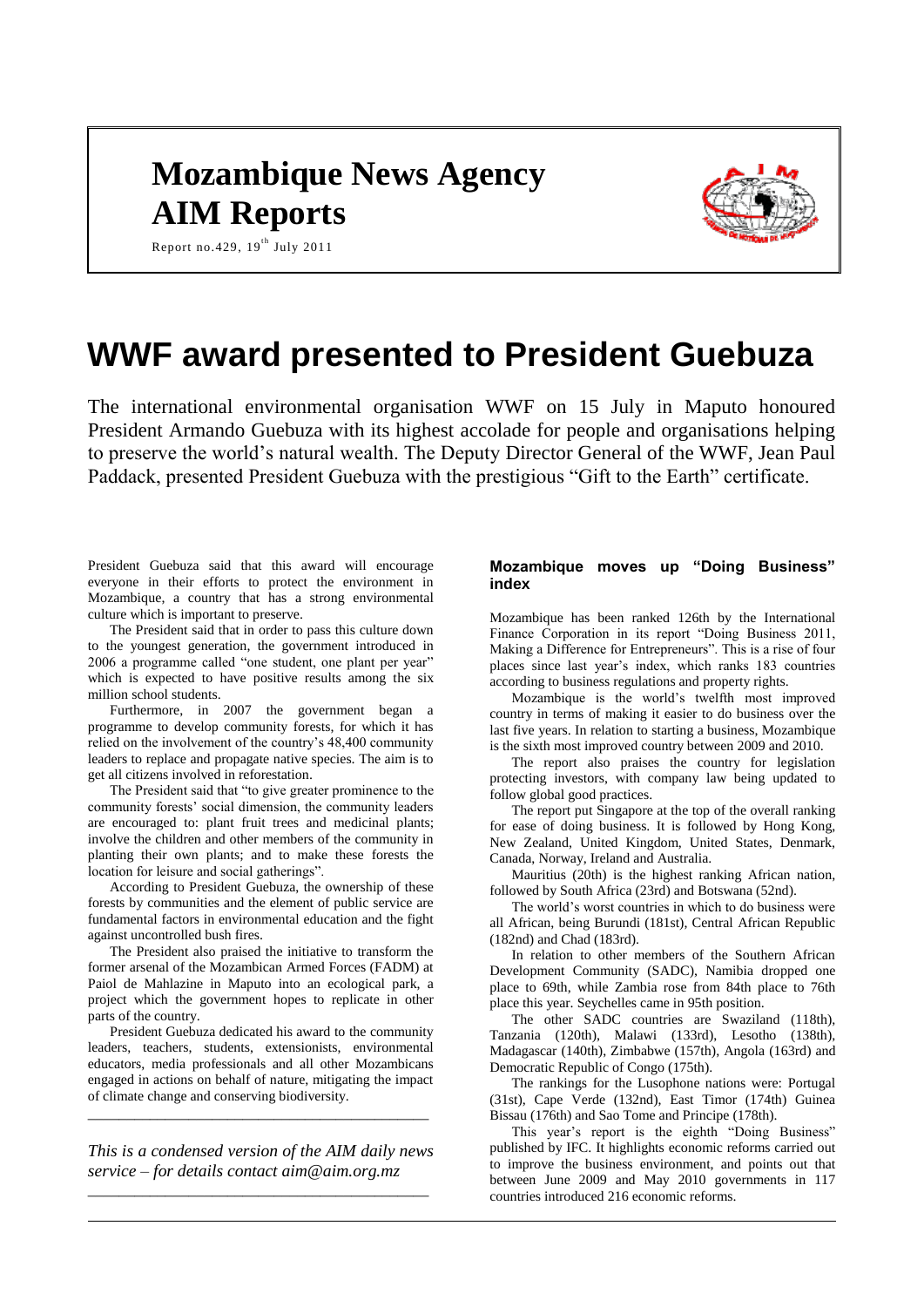# Mozambique News Agency
# AIM Reports

Report no.429, 19th July 2011

# WWF award presented to President Guebuza

The international environmental organisation WWF on 15 July in Maputo honoured President Armando Guebuza with its highest accolade for people and organisations helping to preserve the world's natural wealth. The Deputy Director General of the WWF, Jean Paul Paddack, presented President Guebuza with the prestigious "Gift to the Earth" certificate.

President Guebuza said that this award will encourage everyone in their efforts to protect the environment in Mozambique, a country that has a strong environmental culture which is important to preserve.

The President said that in order to pass this culture down to the youngest generation, the government introduced in 2006 a programme called "one student, one plant per year" which is expected to have positive results among the six million school students.

Furthermore, in 2007 the government began a programme to develop community forests, for which it has relied on the involvement of the country's 48,400 community leaders to replace and propagate native species. The aim is to get all citizens involved in reforestation.

The President said that "to give greater prominence to the community forests' social dimension, the community leaders are encouraged to: plant fruit trees and medicinal plants; involve the children and other members of the community in planting their own plants; and to make these forests the location for leisure and social gatherings".

According to President Guebuza, the ownership of these forests by communities and the element of public service are fundamental factors in environmental education and the fight against uncontrolled bush fires.

The President also praised the initiative to transform the former arsenal of the Mozambican Armed Forces (FADM) at Paiol de Mahlazine in Maputo into an ecological park, a project which the government hopes to replicate in other parts of the country.

President Guebuza dedicated his award to the community leaders, teachers, students, extensionists, environmental educators, media professionals and all other Mozambicans engaged in actions on behalf of nature, mitigating the impact of climate change and conserving biodiversity.

---

*This is a condensed version of the AIM daily news service – for details contact aim@aim.org.mz*

---

### Mozambique moves up "Doing Business" index

Mozambique has been ranked 126th by the International Finance Corporation in its report "Doing Business 2011, Making a Difference for Entrepreneurs". This is a rise of four places since last year's index, which ranks 183 countries according to business regulations and property rights.

Mozambique is the world's twelfth most improved country in terms of making it easier to do business over the last five years. In relation to starting a business, Mozambique is the sixth most improved country between 2009 and 2010.

The report also praises the country for legislation protecting investors, with company law being updated to follow global good practices.

The report put Singapore at the top of the overall ranking for ease of doing business. It is followed by Hong Kong, New Zealand, United Kingdom, United States, Denmark, Canada, Norway, Ireland and Australia.

Mauritius (20th) is the highest ranking African nation, followed by South Africa (23rd) and Botswana (52nd).

The world's worst countries in which to do business were all African, being Burundi (181st), Central African Republic (182nd) and Chad (183rd).

In relation to other members of the Southern African Development Community (SADC), Namibia dropped one place to 69th, while Zambia rose from 84th place to 76th place this year. Seychelles came in 95th position.

The other SADC countries are Swaziland (118th), Tanzania (120th), Malawi (133rd), Lesotho (138th), Madagascar (140th), Zimbabwe (157th), Angola (163rd) and Democratic Republic of Congo (175th).

The rankings for the Lusophone nations were: Portugal (31st), Cape Verde (132nd), East Timor (174th) Guinea Bissau (176th) and Sao Tome and Principe (178th).

This year's report is the eighth "Doing Business" published by IFC. It highlights economic reforms carried out to improve the business environment, and points out that between June 2009 and May 2010 governments in 117 countries introduced 216 economic reforms.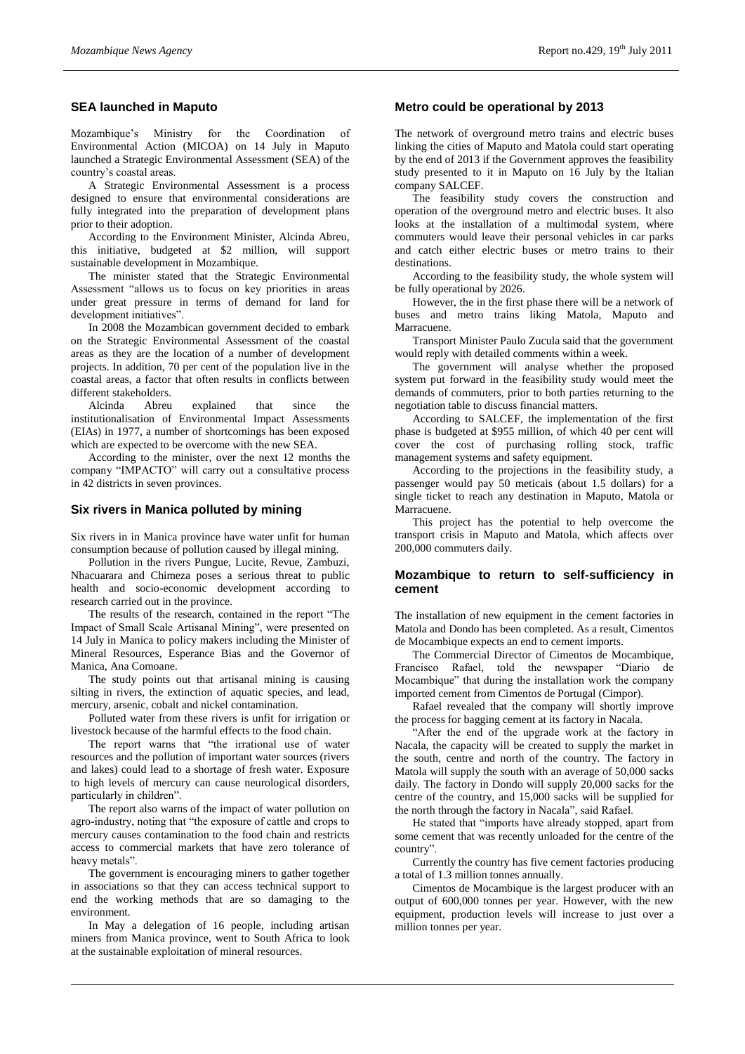## SEA launched in Maputo

Mozambique's Ministry for the Coordination of Environmental Action (MICOA) on 14 July in Maputo launched a Strategic Environmental Assessment (SEA) of the country's coastal areas.

A Strategic Environmental Assessment is a process designed to ensure that environmental considerations are fully integrated into the preparation of development plans prior to their adoption.

According to the Environment Minister, Alcinda Abreu, this initiative, budgeted at \$2 million, will support sustainable development in Mozambique.

The minister stated that the Strategic Environmental Assessment "allows us to focus on key priorities in areas under great pressure in terms of demand for land for development initiatives".

In 2008 the Mozambican government decided to embark on the Strategic Environmental Assessment of the coastal areas as they are the location of a number of development projects. In addition, 70 per cent of the population live in the coastal areas, a factor that often results in conflicts between different stakeholders.

Alcinda Abreu explained that since the institutionalisation of Environmental Impact Assessments (EIAs) in 1977, a number of shortcomings has been exposed which are expected to be overcome with the new SEA.

According to the minister, over the next 12 months the company "IMPACTO" will carry out a consultative process in 42 districts in seven provinces.

## Six rivers in Manica polluted by mining

Six rivers in in Manica province have water unfit for human consumption because of pollution caused by illegal mining.

Pollution in the rivers Pungue, Lucite, Revue, Zambuzi, Nhacuarara and Chimeza poses a serious threat to public health and socio-economic development according to research carried out in the province.

The results of the research, contained in the report "The Impact of Small Scale Artisanal Mining", were presented on 14 July in Manica to policy makers including the Minister of Mineral Resources, Esperance Bias and the Governor of Manica, Ana Comoane.

The study points out that artisanal mining is causing silting in rivers, the extinction of aquatic species, and lead, mercury, arsenic, cobalt and nickel contamination.

Polluted water from these rivers is unfit for irrigation or livestock because of the harmful effects to the food chain.

The report warns that "the irrational use of water resources and the pollution of important water sources (rivers and lakes) could lead to a shortage of fresh water. Exposure to high levels of mercury can cause neurological disorders, particularly in children".

The report also warns of the impact of water pollution on agro-industry, noting that "the exposure of cattle and crops to mercury causes contamination to the food chain and restricts access to commercial markets that have zero tolerance of heavy metals".

The government is encouraging miners to gather together in associations so that they can access technical support to end the working methods that are so damaging to the environment.

In May a delegation of 16 people, including artisan miners from Manica province, went to South Africa to look at the sustainable exploitation of mineral resources.

## Metro could be operational by 2013

The network of overground metro trains and electric buses linking the cities of Maputo and Matola could start operating by the end of 2013 if the Government approves the feasibility study presented to it in Maputo on 16 July by the Italian company SALCEF.

The feasibility study covers the construction and operation of the overground metro and electric buses. It also looks at the installation of a multimodal system, where commuters would leave their personal vehicles in car parks and catch either electric buses or metro trains to their destinations.

According to the feasibility study, the whole system will be fully operational by 2026.

However, the in the first phase there will be a network of buses and metro trains liking Matola, Maputo and Marracuene.

Transport Minister Paulo Zucula said that the government would reply with detailed comments within a week.

The government will analyse whether the proposed system put forward in the feasibility study would meet the demands of commuters, prior to both parties returning to the negotiation table to discuss financial matters.

According to SALCEF, the implementation of the first phase is budgeted at \$955 million, of which 40 per cent will cover the cost of purchasing rolling stock, traffic management systems and safety equipment.

According to the projections in the feasibility study, a passenger would pay 50 meticais (about 1.5 dollars) for a single ticket to reach any destination in Maputo, Matola or Marracuene.

This project has the potential to help overcome the transport crisis in Maputo and Matola, which affects over 200,000 commuters daily.

## Mozambique to return to self-sufficiency in cement

The installation of new equipment in the cement factories in Matola and Dondo has been completed. As a result, Cimentos de Mocambique expects an end to cement imports.

The Commercial Director of Cimentos de Mocambique, Francisco Rafael, told the newspaper "Diario de Mocambique" that during the installation work the company imported cement from Cimentos de Portugal (Cimpor).

Rafael revealed that the company will shortly improve the process for bagging cement at its factory in Nacala.

"After the end of the upgrade work at the factory in Nacala, the capacity will be created to supply the market in the south, centre and north of the country. The factory in Matola will supply the south with an average of 50,000 sacks daily. The factory in Dondo will supply 20,000 sacks for the centre of the country, and 15,000 sacks will be supplied for the north through the factory in Nacala", said Rafael.

He stated that "imports have already stopped, apart from some cement that was recently unloaded for the centre of the country".

Currently the country has five cement factories producing a total of 1.3 million tonnes annually.

Cimentos de Mocambique is the largest producer with an output of 600,000 tonnes per year. However, with the new equipment, production levels will increase to just over a million tonnes per year.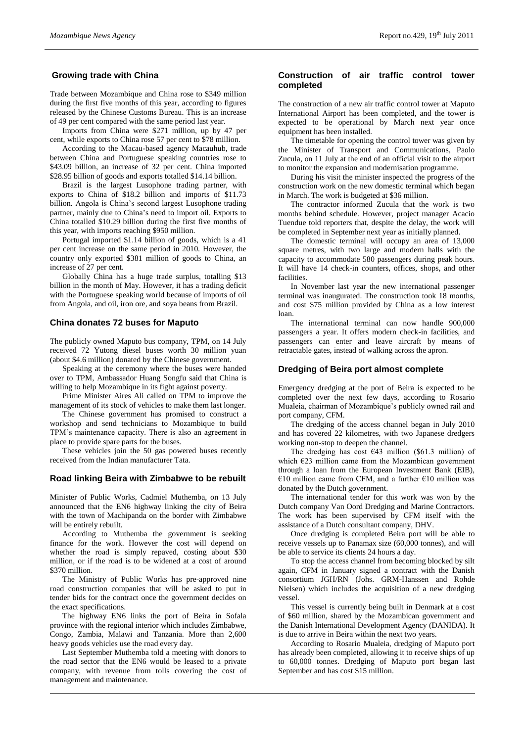## Growing trade with China

Trade between Mozambique and China rose to \$349 million during the first five months of this year, according to figures released by the Chinese Customs Bureau. This is an increase of 49 per cent compared with the same period last year.

Imports from China were \$271 million, up by 47 per cent, while exports to China rose 57 per cent to \$78 million.

According to the Macau-based agency Macauhub, trade between China and Portuguese speaking countries rose to \$43.09 billion, an increase of 32 per cent. China imported \$28.95 billion of goods and exports totalled \$14.14 billion.

Brazil is the largest Lusophone trading partner, with exports to China of \$18.2 billion and imports of \$11.73 billion. Angola is China's second largest Lusophone trading partner, mainly due to China's need to import oil. Exports to China totalled \$10.29 billion during the first five months of this year, with imports reaching \$950 million.

Portugal imported \$1.14 billion of goods, which is a 41 per cent increase on the same period in 2010. However, the country only exported \$381 million of goods to China, an increase of 27 per cent.

Globally China has a huge trade surplus, totalling \$13 billion in the month of May. However, it has a trading deficit with the Portuguese speaking world because of imports of oil from Angola, and oil, iron ore, and soya beans from Brazil.

## China donates 72 buses for Maputo

The publicly owned Maputo bus company, TPM, on 14 July received 72 Yutong diesel buses worth 30 million yuan (about \$4.6 million) donated by the Chinese government.

Speaking at the ceremony where the buses were handed over to TPM, Ambassador Huang Songfu said that China is willing to help Mozambique in its fight against poverty.

Prime Minister Aires Ali called on TPM to improve the management of its stock of vehicles to make them last longer.

The Chinese government has promised to construct a workshop and send technicians to Mozambique to build TPM's maintenance capacity. There is also an agreement in place to provide spare parts for the buses.

These vehicles join the 50 gas powered buses recently received from the Indian manufacturer Tata.

## Road linking Beira with Zimbabwe to be rebuilt

Minister of Public Works, Cadmiel Muthemba, on 13 July announced that the EN6 highway linking the city of Beira with the town of Machipanda on the border with Zimbabwe will be entirely rebuilt.

According to Muthemba the government is seeking finance for the work. However the cost will depend on whether the road is simply repaved, costing about \$30 million, or if the road is to be widened at a cost of around \$370 million.

The Ministry of Public Works has pre-approved nine road construction companies that will be asked to put in tender bids for the contract once the government decides on the exact specifications.

The highway EN6 links the port of Beira in Sofala province with the regional interior which includes Zimbabwe, Congo, Zambia, Malawi and Tanzania. More than 2,600 heavy goods vehicles use the road every day.

Last September Muthemba told a meeting with donors to the road sector that the EN6 would be leased to a private company, with revenue from tolls covering the cost of management and maintenance.

## Construction of air traffic control tower completed

The construction of a new air traffic control tower at Maputo International Airport has been completed, and the tower is expected to be operational by March next year once equipment has been installed.

The timetable for opening the control tower was given by the Minister of Transport and Communications, Paolo Zucula, on 11 July at the end of an official visit to the airport to monitor the expansion and modernisation programme.

During his visit the minister inspected the progress of the construction work on the new domestic terminal which began in March. The work is budgeted at \$36 million.

The contractor informed Zucula that the work is two months behind schedule. However, project manager Acacio Tuendue told reporters that, despite the delay, the work will be completed in September next year as initially planned.

The domestic terminal will occupy an area of 13,000 square metres, with two large and modern halls with the capacity to accommodate 580 passengers during peak hours. It will have 14 check-in counters, offices, shops, and other facilities.

In November last year the new international passenger terminal was inaugurated. The construction took 18 months, and cost \$75 million provided by China as a low interest loan.

The international terminal can now handle 900,000 passengers a year. It offers modern check-in facilities, and passengers can enter and leave aircraft by means of retractable gates, instead of walking across the apron.

## Dredging of Beira port almost complete

Emergency dredging at the port of Beira is expected to be completed over the next few days, according to Rosario Mualeia, chairman of Mozambique's publicly owned rail and port company, CFM.

The dredging of the access channel began in July 2010 and has covered 22 kilometres, with two Japanese dredgers working non-stop to deepen the channel.

The dredging has cost €43 million (\$61.3 million) of which €23 million came from the Mozambican government through a loan from the European Investment Bank (EIB), €10 million came from CFM, and a further €10 million was donated by the Dutch government.

The international tender for this work was won by the Dutch company Van Oord Dredging and Marine Contractors. The work has been supervised by CFM itself with the assistance of a Dutch consultant company, DHV.

Once dredging is completed Beira port will be able to receive vessels up to Panamax size (60,000 tonnes), and will be able to service its clients 24 hours a day.

To stop the access channel from becoming blocked by silt again, CFM in January signed a contract with the Danish consortium JGH/RN (Johs. GRM-Hanssen and Rohde Nielsen) which includes the acquisition of a new dredging vessel.

This vessel is currently being built in Denmark at a cost of \$60 million, shared by the Mozambican government and the Danish International Development Agency (DANIDA). It is due to arrive in Beira within the next two years.

According to Rosario Mualeia, dredging of Maputo port has already been completed, allowing it to receive ships of up to 60,000 tonnes. Dredging of Maputo port began last September and has cost \$15 million.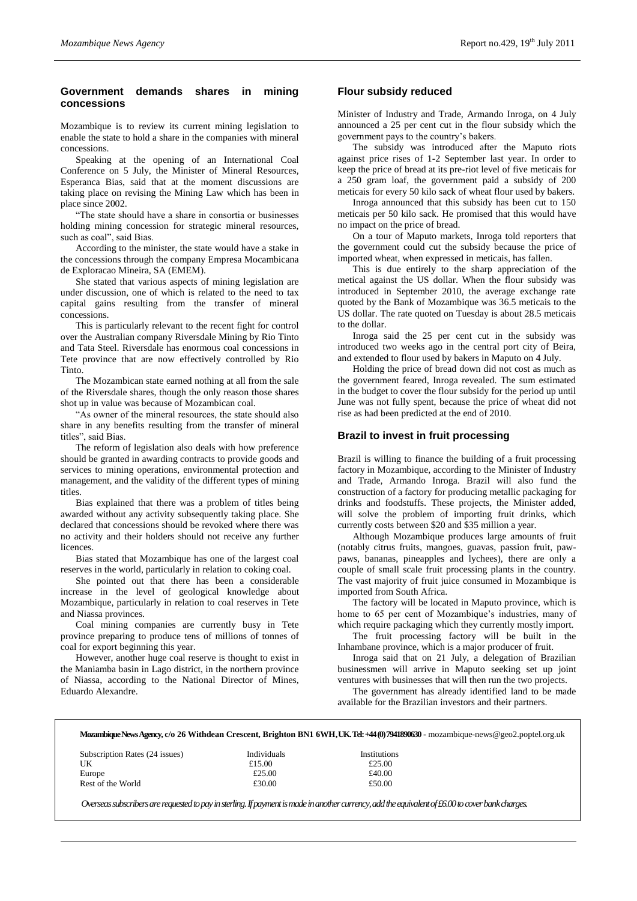## Government demands shares in mining concessions

Mozambique is to review its current mining legislation to enable the state to hold a share in the companies with mineral concessions.

Speaking at the opening of an International Coal Conference on 5 July, the Minister of Mineral Resources, Esperanca Bias, said that at the moment discussions are taking place on revising the Mining Law which has been in place since 2002.

"The state should have a share in consortia or businesses holding mining concession for strategic mineral resources, such as coal", said Bias.

According to the minister, the state would have a stake in the concessions through the company Empresa Mocambicana de Exploracao Mineira, SA (EMEM).

She stated that various aspects of mining legislation are under discussion, one of which is related to the need to tax capital gains resulting from the transfer of mineral concessions.

This is particularly relevant to the recent fight for control over the Australian company Riversdale Mining by Rio Tinto and Tata Steel. Riversdale has enormous coal concessions in Tete province that are now effectively controlled by Rio Tinto.

The Mozambican state earned nothing at all from the sale of the Riversdale shares, though the only reason those shares shot up in value was because of Mozambican coal.

"As owner of the mineral resources, the state should also share in any benefits resulting from the transfer of mineral titles", said Bias.

The reform of legislation also deals with how preference should be granted in awarding contracts to provide goods and services to mining operations, environmental protection and management, and the validity of the different types of mining titles.

Bias explained that there was a problem of titles being awarded without any activity subsequently taking place. She declared that concessions should be revoked where there was no activity and their holders should not receive any further licences.

Bias stated that Mozambique has one of the largest coal reserves in the world, particularly in relation to coking coal.

She pointed out that there has been a considerable increase in the level of geological knowledge about Mozambique, particularly in relation to coal reserves in Tete and Niassa provinces.

Coal mining companies are currently busy in Tete province preparing to produce tens of millions of tonnes of coal for export beginning this year.

However, another huge coal reserve is thought to exist in the Maniamba basin in Lago district, in the northern province of Niassa, according to the National Director of Mines, Eduardo Alexandre.

## Flour subsidy reduced

Minister of Industry and Trade, Armando Inroga, on 4 July announced a 25 per cent cut in the flour subsidy which the government pays to the country's bakers.

The subsidy was introduced after the Maputo riots against price rises of 1-2 September last year. In order to keep the price of bread at its pre-riot level of five meticais for a 250 gram loaf, the government paid a subsidy of 200 meticais for every 50 kilo sack of wheat flour used by bakers.

Inroga announced that this subsidy has been cut to 150 meticais per 50 kilo sack. He promised that this would have no impact on the price of bread.

On a tour of Maputo markets, Inroga told reporters that the government could cut the subsidy because the price of imported wheat, when expressed in meticais, has fallen.

This is due entirely to the sharp appreciation of the metical against the US dollar. When the flour subsidy was introduced in September 2010, the average exchange rate quoted by the Bank of Mozambique was 36.5 meticais to the US dollar. The rate quoted on Tuesday is about 28.5 meticais to the dollar.

Inroga said the 25 per cent cut in the subsidy was introduced two weeks ago in the central port city of Beira, and extended to flour used by bakers in Maputo on 4 July.

Holding the price of bread down did not cost as much as the government feared, Inroga revealed. The sum estimated in the budget to cover the flour subsidy for the period up until June was not fully spent, because the price of wheat did not rise as had been predicted at the end of 2010.

## Brazil to invest in fruit processing

Brazil is willing to finance the building of a fruit processing factory in Mozambique, according to the Minister of Industry and Trade, Armando Inroga. Brazil will also fund the construction of a factory for producing metallic packaging for drinks and foodstuffs. These projects, the Minister added, will solve the problem of importing fruit drinks, which currently costs between $20 and $35 million a year.

Although Mozambique produces large amounts of fruit (notably citrus fruits, mangoes, guavas, passion fruit, paw-paws, bananas, pineapples and lychees), there are only a couple of small scale fruit processing plants in the country. The vast majority of fruit juice consumed in Mozambique is imported from South Africa.

The factory will be located in Maputo province, which is home to 65 per cent of Mozambique's industries, many of which require packaging which they currently mostly import.

The fruit processing factory will be built in the Inhambane province, which is a major producer of fruit.

Inroga said that on 21 July, a delegation of Brazilian businessmen will arrive in Maputo seeking set up joint ventures with businesses that will then run the two projects.

The government has already identified land to be made available for the Brazilian investors and their partners.

---

**Mozambique News Agency, c/o 26 Withdean Crescent, Brighton BN1 6WH, UK. Tel: +44 (0)7941890630 -** mozambique-news@geo2.poptel.org.uk

| Subscription Rates (24 issues) | Individuals | Institutions |
|---|---|---|
| UK | £15.00 | £25.00 |
| Europe | £25.00 | £40.00 |
| Rest of the World | £30.00 | £50.00 |

*Overseas subscribers are requested to pay in sterling. If payment is made in another currency, add the equivalent of £6.00 to cover bank charges.*